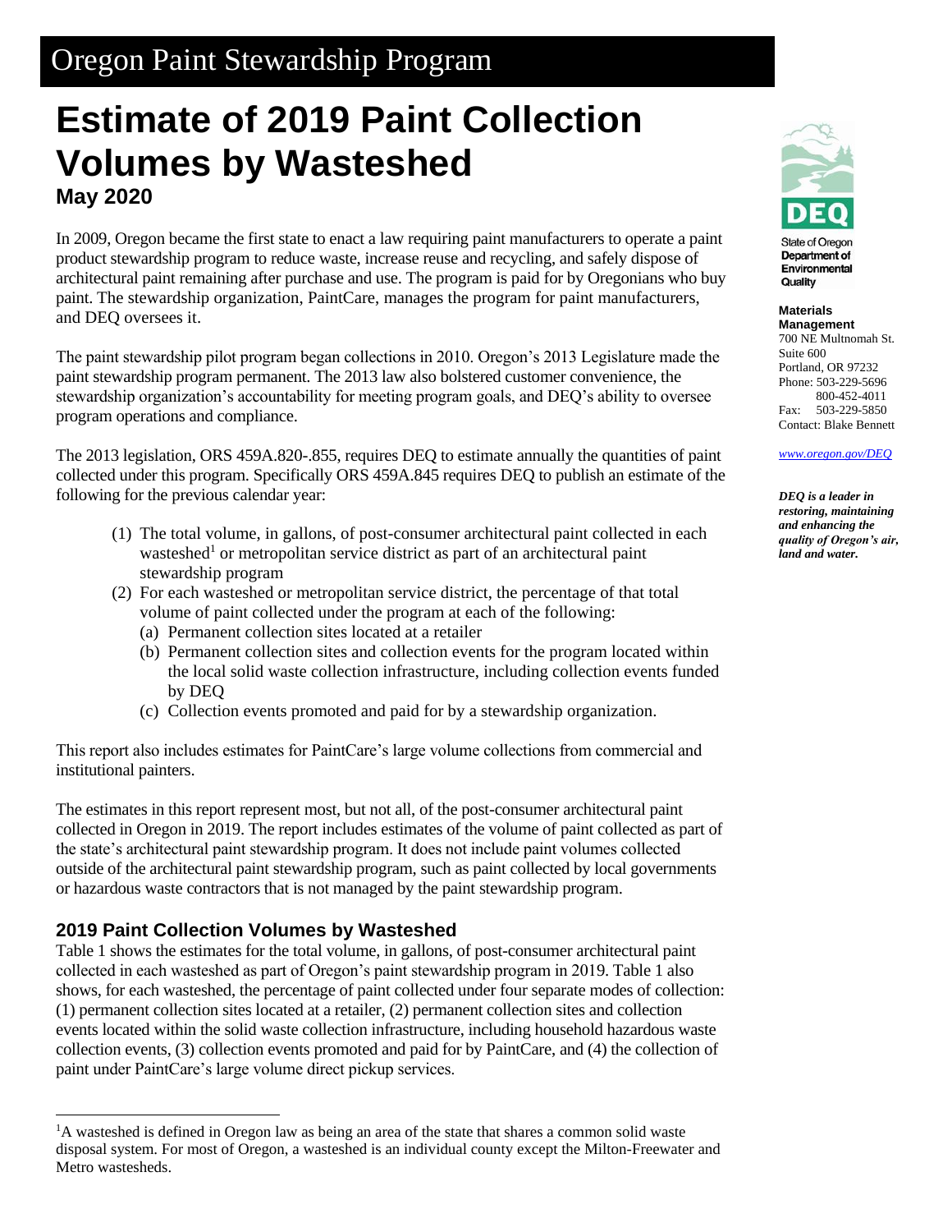Oregon Paint Stewardship Program

# Estimate of 2019 Paint Collection Volumes by Wasteshed

**May 2020**

State of Oregon Department of Environmental Quality

**Materials Management**
700 NE Multnomah St.
Suite 600
Portland, OR 97232
Phone: 503-229-5696
800-452-4011
Fax: 503-229-5850
Contact: Blake Bennett

www.oregon.gov/DEQ

***DEQ is a leader in restoring, maintaining and enhancing the quality of Oregon's air, land and water.***

In 2009, Oregon became the first state to enact a law requiring paint manufacturers to operate a paint product stewardship program to reduce waste, increase reuse and recycling, and safely dispose of architectural paint remaining after purchase and use. The program is paid for by Oregonians who buy paint. The stewardship organization, PaintCare, manages the program for paint manufacturers, and DEQ oversees it.

The paint stewardship pilot program began collections in 2010. Oregon's 2013 Legislature made the paint stewardship program permanent. The 2013 law also bolstered customer convenience, the stewardship organization's accountability for meeting program goals, and DEQ's ability to oversee program operations and compliance.

The 2013 legislation, ORS 459A.820-.855, requires DEQ to estimate annually the quantities of paint collected under this program. Specifically ORS 459A.845 requires DEQ to publish an estimate of the following for the previous calendar year:

(1) The total volume, in gallons, of post-consumer architectural paint collected in each wasteshed[1] or metropolitan service district as part of an architectural paint stewardship program
(2) For each wasteshed or metropolitan service district, the percentage of that total volume of paint collected under the program at each of the following:
  (a) Permanent collection sites located at a retailer
  (b) Permanent collection sites and collection events for the program located within the local solid waste collection infrastructure, including collection events funded by DEQ
  (c) Collection events promoted and paid for by a stewardship organization.

This report also includes estimates for PaintCare's large volume collections from commercial and institutional painters.

The estimates in this report represent most, but not all, of the post-consumer architectural paint collected in Oregon in 2019. The report includes estimates of the volume of paint collected as part of the state's architectural paint stewardship program. It does not include paint volumes collected outside of the architectural paint stewardship program, such as paint collected by local governments or hazardous waste contractors that is not managed by the paint stewardship program.

## 2019 Paint Collection Volumes by Wasteshed

Table 1 shows the estimates for the total volume, in gallons, of post-consumer architectural paint collected in each wasteshed as part of Oregon's paint stewardship program in 2019. Table 1 also shows, for each wasteshed, the percentage of paint collected under four separate modes of collection: (1) permanent collection sites located at a retailer, (2) permanent collection sites and collection events located within the solid waste collection infrastructure, including household hazardous waste collection events, (3) collection events promoted and paid for by PaintCare, and (4) the collection of paint under PaintCare's large volume direct pickup services.

[1] A wasteshed is defined in Oregon law as being an area of the state that shares a common solid waste disposal system. For most of Oregon, a wasteshed is an individual county except the Milton-Freewater and Metro wastesheds.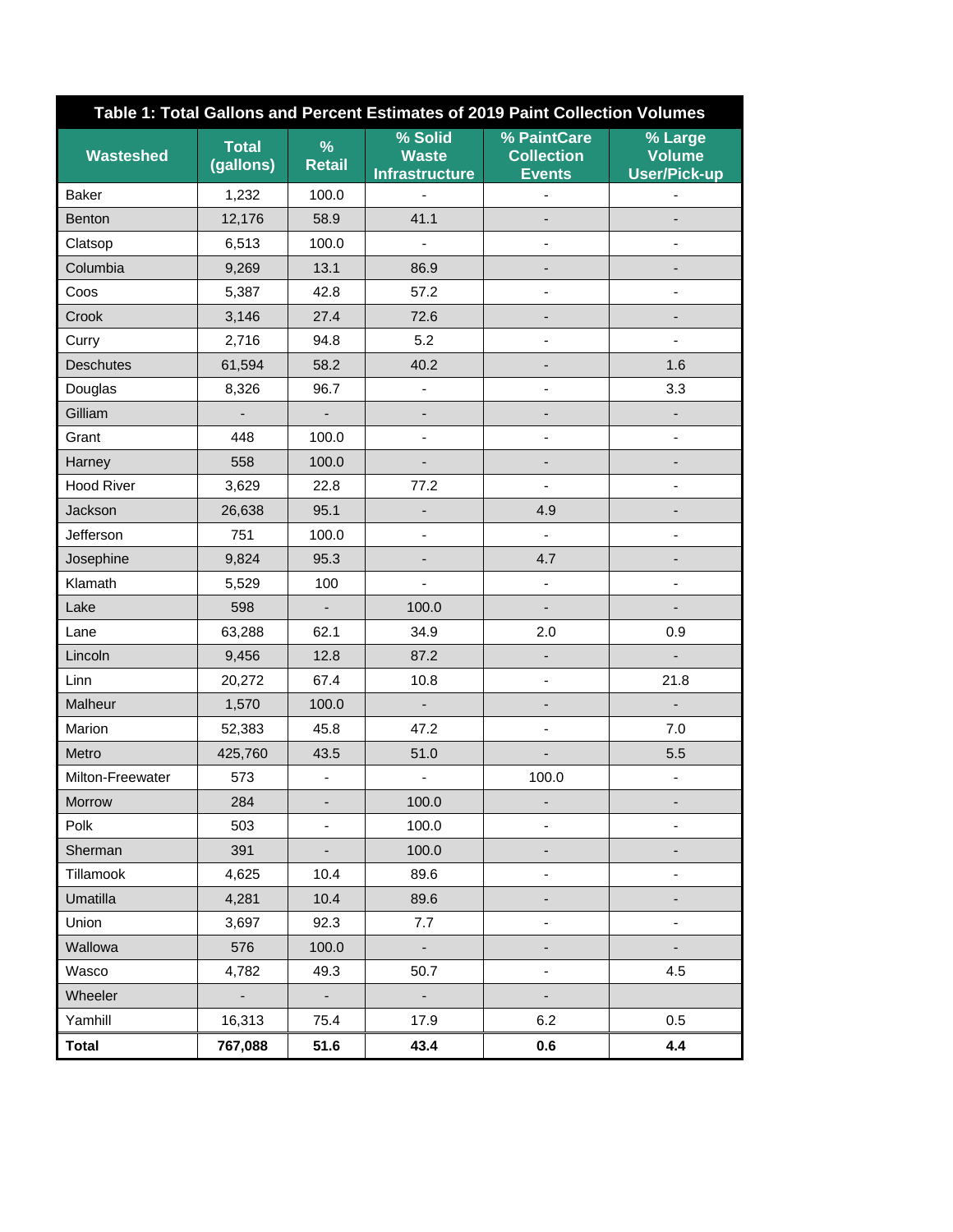**Table 1: Total Gallons and Percent Estimates of 2019 Paint Collection Volumes**

| Wasteshed | Total (gallons) | % Retail | % Solid Waste Infrastructure | % PaintCare Collection Events | % Large Volume User/Pick-up |
|---|---|---|---|---|---|
| Baker | 1,232 | 100.0 | - | - | - |
| Benton | 12,176 | 58.9 | 41.1 | - | - |
| Clatsop | 6,513 | 100.0 | - | - | - |
| Columbia | 9,269 | 13.1 | 86.9 | - | - |
| Coos | 5,387 | 42.8 | 57.2 | - | - |
| Crook | 3,146 | 27.4 | 72.6 | - | - |
| Curry | 2,716 | 94.8 | 5.2 | - | - |
| Deschutes | 61,594 | 58.2 | 40.2 | - | 1.6 |
| Douglas | 8,326 | 96.7 | - | - | 3.3 |
| Gilliam | - | - | - | - | - |
| Grant | 448 | 100.0 | - | - | - |
| Harney | 558 | 100.0 | - | - | - |
| Hood River | 3,629 | 22.8 | 77.2 | - | - |
| Jackson | 26,638 | 95.1 | - | 4.9 | - |
| Jefferson | 751 | 100.0 | - | - | - |
| Josephine | 9,824 | 95.3 | - | 4.7 | - |
| Klamath | 5,529 | 100 | - | - | - |
| Lake | 598 | - | 100.0 | - | - |
| Lane | 63,288 | 62.1 | 34.9 | 2.0 | 0.9 |
| Lincoln | 9,456 | 12.8 | 87.2 | - | - |
| Linn | 20,272 | 67.4 | 10.8 | - | 21.8 |
| Malheur | 1,570 | 100.0 | - | - | - |
| Marion | 52,383 | 45.8 | 47.2 | - | 7.0 |
| Metro | 425,760 | 43.5 | 51.0 | - | 5.5 |
| Milton-Freewater | 573 | - | - | 100.0 | - |
| Morrow | 284 | - | 100.0 | - | - |
| Polk | 503 | - | 100.0 | - | - |
| Sherman | 391 | - | 100.0 | - | - |
| Tillamook | 4,625 | 10.4 | 89.6 | - | - |
| Umatilla | 4,281 | 10.4 | 89.6 | - | - |
| Union | 3,697 | 92.3 | 7.7 | - | - |
| Wallowa | 576 | 100.0 | - | - | - |
| Wasco | 4,782 | 49.3 | 50.7 | - | 4.5 |
| Wheeler | - | - | - | - | |
| Yamhill | 16,313 | 75.4 | 17.9 | 6.2 | 0.5 |
| **Total** | **767,088** | **51.6** | **43.4** | **0.6** | **4.4** |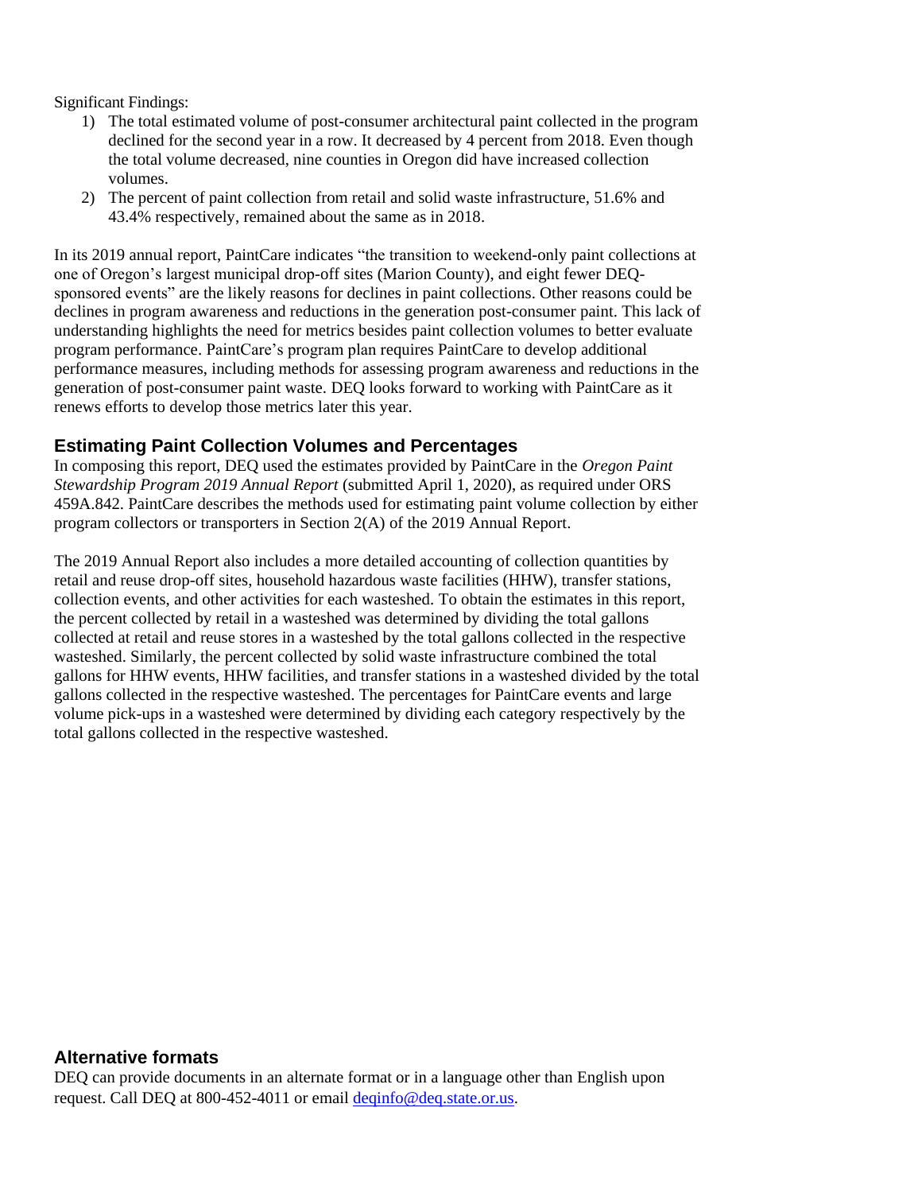Significant Findings:

1) The total estimated volume of post-consumer architectural paint collected in the program declined for the second year in a row. It decreased by 4 percent from 2018. Even though the total volume decreased, nine counties in Oregon did have increased collection volumes.
2) The percent of paint collection from retail and solid waste infrastructure, 51.6% and 43.4% respectively, remained about the same as in 2018.

In its 2019 annual report, PaintCare indicates "the transition to weekend-only paint collections at one of Oregon's largest municipal drop-off sites (Marion County), and eight fewer DEQ-sponsored events" are the likely reasons for declines in paint collections. Other reasons could be declines in program awareness and reductions in the generation post-consumer paint. This lack of understanding highlights the need for metrics besides paint collection volumes to better evaluate program performance. PaintCare's program plan requires PaintCare to develop additional performance measures, including methods for assessing program awareness and reductions in the generation of post-consumer paint waste. DEQ looks forward to working with PaintCare as it renews efforts to develop those metrics later this year.

## Estimating Paint Collection Volumes and Percentages

In composing this report, DEQ used the estimates provided by PaintCare in the *Oregon Paint Stewardship Program 2019 Annual Report* (submitted April 1, 2020), as required under ORS 459A.842. PaintCare describes the methods used for estimating paint volume collection by either program collectors or transporters in Section 2(A) of the 2019 Annual Report.

The 2019 Annual Report also includes a more detailed accounting of collection quantities by retail and reuse drop-off sites, household hazardous waste facilities (HHW), transfer stations, collection events, and other activities for each wasteshed. To obtain the estimates in this report, the percent collected by retail in a wasteshed was determined by dividing the total gallons collected at retail and reuse stores in a wasteshed by the total gallons collected in the respective wasteshed. Similarly, the percent collected by solid waste infrastructure combined the total gallons for HHW events, HHW facilities, and transfer stations in a wasteshed divided by the total gallons collected in the respective wasteshed. The percentages for PaintCare events and large volume pick-ups in a wasteshed were determined by dividing each category respectively by the total gallons collected in the respective wasteshed.

## Alternative formats

DEQ can provide documents in an alternate format or in a language other than English upon request. Call DEQ at 800-452-4011 or email [deqinfo@deq.state.or.us](mailto:deqinfo@deq.state.or.us).